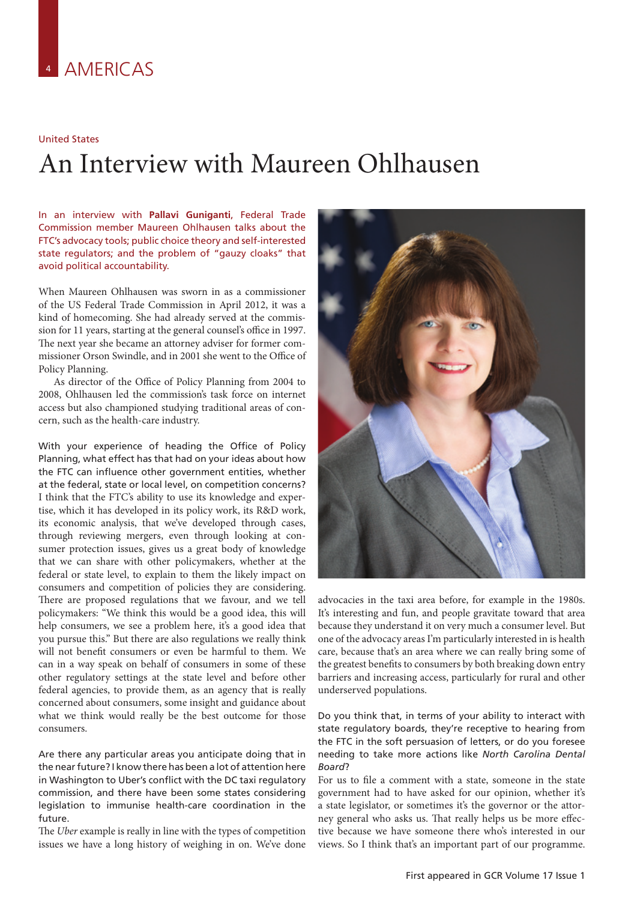# AMERICAS

United States

## An Interview with Maureen Ohlhausen

In an interview with **Pallavi Guniganti**, Federal Trade Commission member Maureen Ohlhausen talks about the FTC's advocacy tools; public choice theory and self-interested state regulators; and the problem of "gauzy cloaks" that avoid political accountability.

When Maureen Ohlhausen was sworn in as a commissioner of the US Federal Trade Commission in April 2012, it was a kind of homecoming. She had already served at the commission for 11 years, starting at the general counsel's office in 1997. The next year she became an attorney adviser for former commissioner Orson Swindle, and in 2001 she went to the Office of Policy Planning.

As director of the Office of Policy Planning from 2004 to 2008, Ohlhausen led the commission's task force on internet access but also championed studying traditional areas of concern, such as the health-care industry.

With your experience of heading the Office of Policy Planning, what effect has that had on your ideas about how the FTC can influence other government entities, whether at the federal, state or local level, on competition concerns?

I think that the FTC's ability to use its knowledge and expertise, which it has developed in its policy work, its R&D work, its economic analysis, that we've developed through cases, through reviewing mergers, even through looking at consumer protection issues, gives us a great body of knowledge that we can share with other policymakers, whether at the federal or state level, to explain to them the likely impact on consumers and competition of policies they are considering. There are proposed regulations that we favour, and we tell policymakers: "We think this would be a good idea, this will help consumers, we see a problem here, it's a good idea that you pursue this." But there are also regulations we really think will not benefit consumers or even be harmful to them. We can in a way speak on behalf of consumers in some of these other regulatory settings at the state level and before other federal agencies, to provide them, as an agency that is really concerned about consumers, some insight and guidance about what we think would really be the best outcome for those consumers.

Are there any particular areas you anticipate doing that in the near future? I know there has been a lot of attention here in Washington to Uber's conflict with the DC taxi regulatory commission, and there have been some states considering legislation to immunise health-care coordination in the future.

The *Uber* example is really in line with the types of competition issues we have a long history of weighing in on. We've done advocacies in the taxi area before, for example in the 1980s. It's interesting and fun, and people gravitate toward that area because they understand it on very much a consumer level. But one of the advocacy areas I'm particularly interested in is health care, because that's an area where we can really bring some of the greatest benefits to consumers by both breaking down entry barriers and increasing access, particularly for rural and other underserved populations.

Do you think that, in terms of your ability to interact with state regulatory boards, they're receptive to hearing from the FTC in the soft persuasion of letters, or do you foresee needing to take more actions like *North Carolina Dental Board*?

For us to file a comment with a state, someone in the state government had to have asked for our opinion, whether it's a state legislator, or sometimes it's the governor or the attorney general who asks us. That really helps us be more effective because we have someone there who's interested in our views. So I think that's an important part of our programme.

First appeared in GCR Volume 17 Issue 1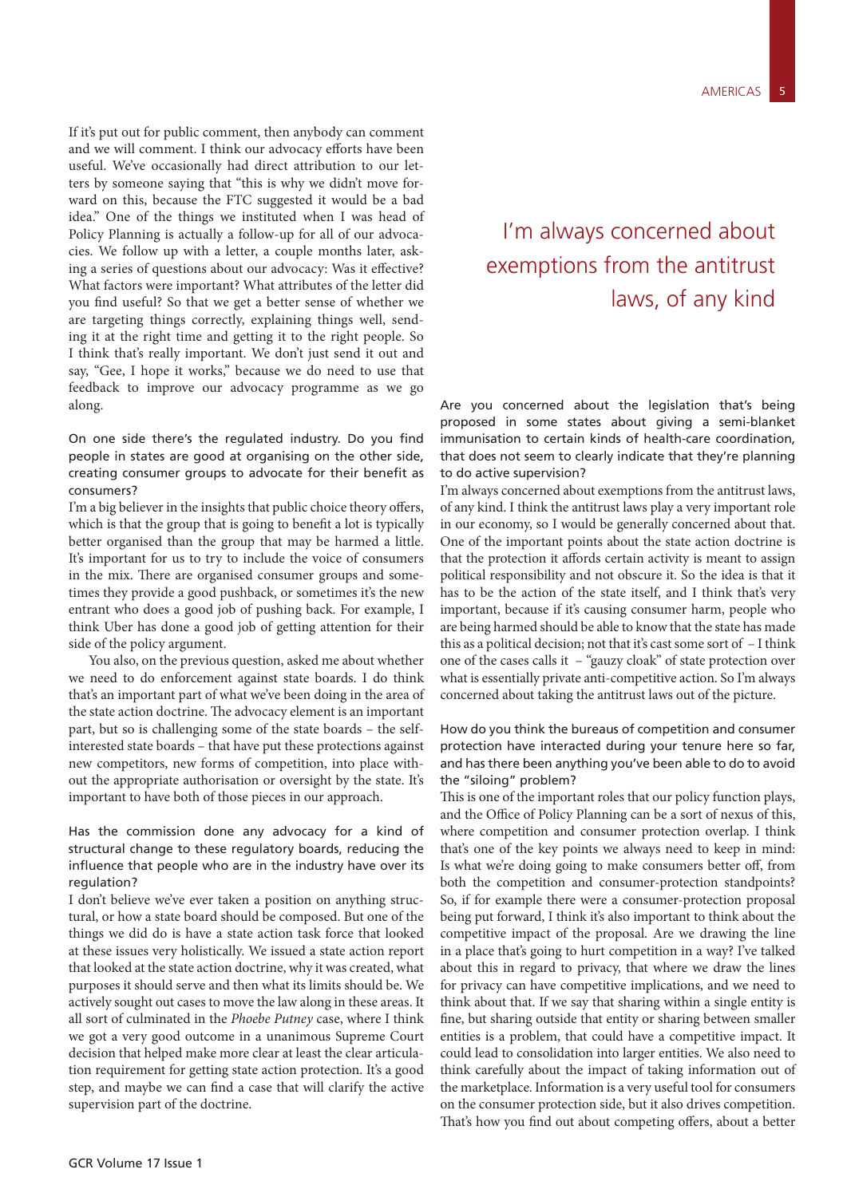If it's put out for public comment, then anybody can comment and we will comment. I think our advocacy efforts have been useful. We've occasionally had direct attribution to our letters by someone saying that "this is why we didn't move forward on this, because the FTC suggested it would be a bad idea." One of the things we instituted when I was head of Policy Planning is actually a follow-up for all of our advocacies. We follow up with a letter, a couple months later, asking a series of questions about our advocacy: Was it effective? What factors were important? What attributes of the letter did you find useful? So that we get a better sense of whether we are targeting things correctly, explaining things well, sending it at the right time and getting it to the right people. So I think that's really important. We don't just send it out and say, "Gee, I hope it works," because we do need to use that feedback to improve our advocacy programme as we go along.

On one side there's the regulated industry. Do you find people in states are good at organising on the other side, creating consumer groups to advocate for their benefit as consumers?

I'm a big believer in the insights that public choice theory offers, which is that the group that is going to benefit a lot is typically better organised than the group that may be harmed a little. It's important for us to try to include the voice of consumers in the mix. There are organised consumer groups and sometimes they provide a good pushback, or sometimes it's the new entrant who does a good job of pushing back. For example, I think Uber has done a good job of getting attention for their side of the policy argument.

You also, on the previous question, asked me about whether we need to do enforcement against state boards. I do think that's an important part of what we've been doing in the area of the state action doctrine. The advocacy element is an important part, but so is challenging some of the state boards – the self-interested state boards – that have put these protections against new competitors, new forms of competition, into place without the appropriate authorisation or oversight by the state. It's important to have both of those pieces in our approach.

Has the commission done any advocacy for a kind of structural change to these regulatory boards, reducing the influence that people who are in the industry have over its regulation?

I don't believe we've ever taken a position on anything structural, or how a state board should be composed. But one of the things we did do is have a state action task force that looked at these issues very holistically. We issued a state action report that looked at the state action doctrine, why it was created, what purposes it should serve and then what its limits should be. We actively sought out cases to move the law along in these areas. It all sort of culminated in the *Phoebe Putney* case, where I think we got a very good outcome in a unanimous Supreme Court decision that helped make more clear at least the clear articulation requirement for getting state action protection. It's a good step, and maybe we can find a case that will clarify the active supervision part of the doctrine.

> I'm always concerned about exemptions from the antitrust laws, of any kind

Are you concerned about the legislation that's being proposed in some states about giving a semi-blanket immunisation to certain kinds of health-care coordination, that does not seem to clearly indicate that they're planning to do active supervision?

I'm always concerned about exemptions from the antitrust laws, of any kind. I think the antitrust laws play a very important role in our economy, so I would be generally concerned about that. One of the important points about the state action doctrine is that the protection it affords certain activity is meant to assign political responsibility and not obscure it. So the idea is that it has to be the action of the state itself, and I think that's very important, because if it's causing consumer harm, people who are being harmed should be able to know that the state has made this as a political decision; not that it's cast some sort of – I think one of the cases calls it – "gauzy cloak" of state protection over what is essentially private anti-competitive action. So I'm always concerned about taking the antitrust laws out of the picture.

How do you think the bureaus of competition and consumer protection have interacted during your tenure here so far, and has there been anything you've been able to do to avoid the "siloing" problem?

This is one of the important roles that our policy function plays, and the Office of Policy Planning can be a sort of nexus of this, where competition and consumer protection overlap. I think that's one of the key points we always need to keep in mind: Is what we're doing going to make consumers better off, from both the competition and consumer-protection standpoints? So, if for example there were a consumer-protection proposal being put forward, I think it's also important to think about the competitive impact of the proposal. Are we drawing the line in a place that's going to hurt competition in a way? I've talked about this in regard to privacy, that where we draw the lines for privacy can have competitive implications, and we need to think about that. If we say that sharing within a single entity is fine, but sharing outside that entity or sharing between smaller entities is a problem, that could have a competitive impact. It could lead to consolidation into larger entities. We also need to think carefully about the impact of taking information out of the marketplace. Information is a very useful tool for consumers on the consumer protection side, but it also drives competition. That's how you find out about competing offers, about a better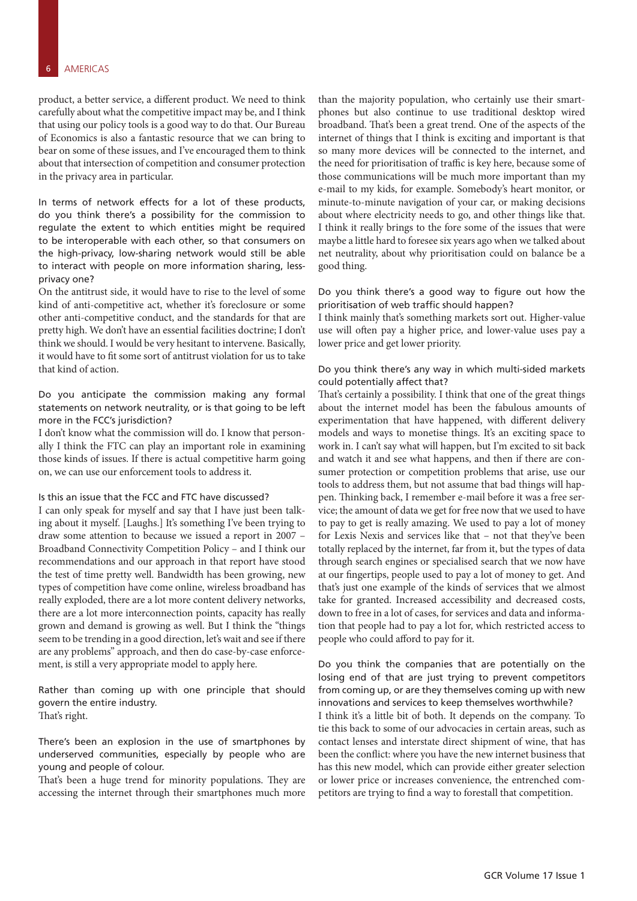product, a better service, a different product. We need to think carefully about what the competitive impact may be, and I think that using our policy tools is a good way to do that. Our Bureau of Economics is also a fantastic resource that we can bring to bear on some of these issues, and I've encouraged them to think about that intersection of competition and consumer protection in the privacy area in particular.

In terms of network effects for a lot of these products, do you think there's a possibility for the commission to regulate the extent to which entities might be required to be interoperable with each other, so that consumers on the high-privacy, low-sharing network would still be able to interact with people on more information sharing, less-privacy one?

On the antitrust side, it would have to rise to the level of some kind of anti-competitive act, whether it's foreclosure or some other anti-competitive conduct, and the standards for that are pretty high. We don't have an essential facilities doctrine; I don't think we should. I would be very hesitant to intervene. Basically, it would have to fit some sort of antitrust violation for us to take that kind of action.

Do you anticipate the commission making any formal statements on network neutrality, or is that going to be left more in the FCC's jurisdiction?

I don't know what the commission will do. I know that personally I think the FTC can play an important role in examining those kinds of issues. If there is actual competitive harm going on, we can use our enforcement tools to address it.

Is this an issue that the FCC and FTC have discussed?

I can only speak for myself and say that I have just been talking about it myself. [Laughs.] It's something I've been trying to draw some attention to because we issued a report in 2007 – Broadband Connectivity Competition Policy – and I think our recommendations and our approach in that report have stood the test of time pretty well. Bandwidth has been growing, new types of competition have come online, wireless broadband has really exploded, there are a lot more content delivery networks, there are a lot more interconnection points, capacity has really grown and demand is growing as well. But I think the "things seem to be trending in a good direction, let's wait and see if there are any problems" approach, and then do case-by-case enforcement, is still a very appropriate model to apply here.

Rather than coming up with one principle that should govern the entire industry.

That's right.

There's been an explosion in the use of smartphones by underserved communities, especially by people who are young and people of colour.

That's been a huge trend for minority populations. They are accessing the internet through their smartphones much more than the majority population, who certainly use their smartphones but also continue to use traditional desktop wired broadband. That's been a great trend. One of the aspects of the internet of things that I think is exciting and important is that so many more devices will be connected to the internet, and the need for prioritisation of traffic is key here, because some of those communications will be much more important than my e-mail to my kids, for example. Somebody's heart monitor, or minute-to-minute navigation of your car, or making decisions about where electricity needs to go, and other things like that. I think it really brings to the fore some of the issues that were maybe a little hard to foresee six years ago when we talked about net neutrality, about why prioritisation could on balance be a good thing.

Do you think there's a good way to figure out how the prioritisation of web traffic should happen?

I think mainly that's something markets sort out. Higher-value use will often pay a higher price, and lower-value uses pay a lower price and get lower priority.

Do you think there's any way in which multi-sided markets could potentially affect that?

That's certainly a possibility. I think that one of the great things about the internet model has been the fabulous amounts of experimentation that have happened, with different delivery models and ways to monetise things. It's an exciting space to work in. I can't say what will happen, but I'm excited to sit back and watch it and see what happens, and then if there are consumer protection or competition problems that arise, use our tools to address them, but not assume that bad things will happen. Thinking back, I remember e-mail before it was a free service; the amount of data we get for free now that we used to have to pay to get is really amazing. We used to pay a lot of money for Lexis Nexis and services like that – not that they've been totally replaced by the internet, far from it, but the types of data through search engines or specialised search that we now have at our fingertips, people used to pay a lot of money to get. And that's just one example of the kinds of services that we almost take for granted. Increased accessibility and decreased costs, down to free in a lot of cases, for services and data and information that people had to pay a lot for, which restricted access to people who could afford to pay for it.

Do you think the companies that are potentially on the losing end of that are just trying to prevent competitors from coming up, or are they themselves coming up with new innovations and services to keep themselves worthwhile?

I think it's a little bit of both. It depends on the company. To tie this back to some of our advocacies in certain areas, such as contact lenses and interstate direct shipment of wine, that has been the conflict: where you have the new internet business that has this new model, which can provide either greater selection or lower price or increases convenience, the entrenched competitors are trying to find a way to forestall that competition.